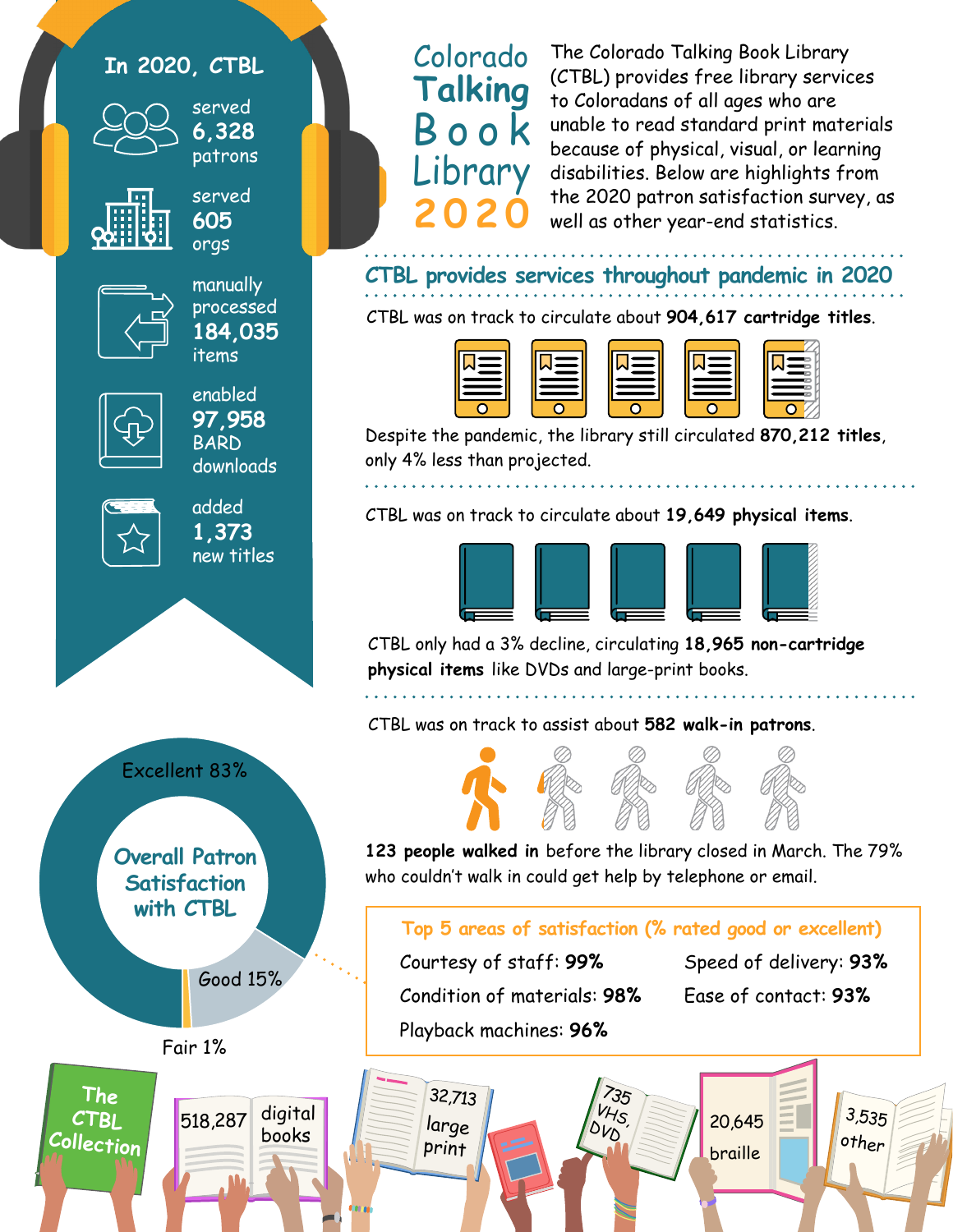# Colorado Talking Book Library 2020

The Colorado Talking Book Library (CTBL) provides free library services to Coloradans of all ages who are unable to read standard print materials because of physical, visual, or learning disabilities. Below are highlights from the 2020 patron satisfaction survey, as well as other year-end statistics.

## In 2020, CTBL

- served **6,328** patrons
- served **605** orgs
- manually processed **184,035** items
- enabled **97,958** BARD downloads
- added **1,373** new titles

## CTBL provides services throughout pandemic in 2020

CTBL was on track to circulate about **904,617 cartridge titles**.

Despite the pandemic, the library still circulated **870,212 titles**, only 4% less than projected.

CTBL was on track to circulate about **19,649 physical items**.

CTBL only had a 3% decline, circulating **18,965 non-cartridge physical items** like DVDs and large-print books.

CTBL was on track to assist about **582 walk-in patrons**.

**123 people walked in** before the library closed in March. The 79% who couldn't walk in could get help by telephone or email.

## Overall Patron Satisfaction with CTBL

- Excellent 83%
- Good 15%
- Fair 1%

### Top 5 areas of satisfaction (% rated good or excellent)

- Courtesy of staff: **99%**
- Condition of materials: **98%**
- Playback machines: **96%**
- Speed of delivery: **93%**
- Ease of contact: **93%**

## The CTBL Collection

- 518,287 digital books
- 32,713 large print
- 735 VHS, DVD
- 20,645 braille
- 3,535 other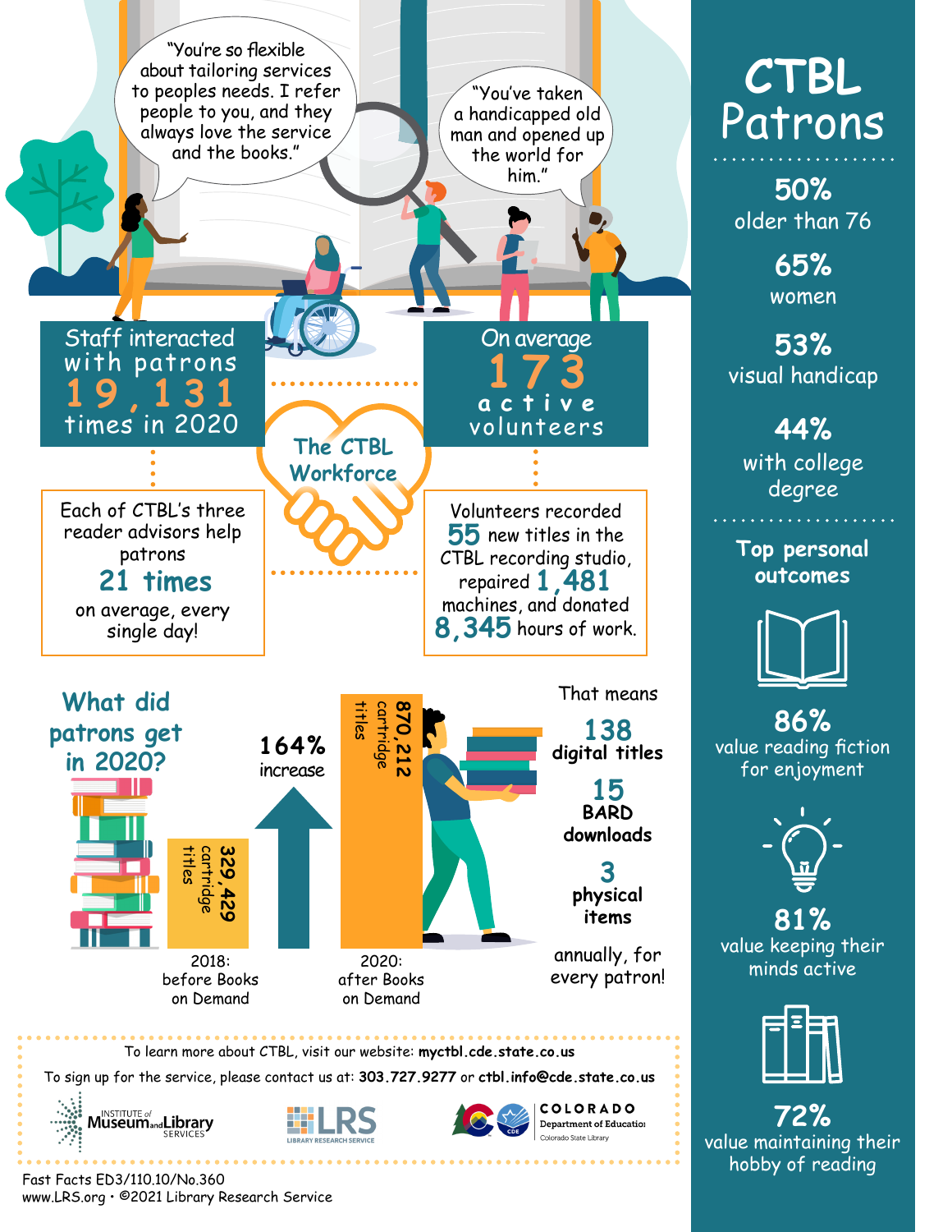"You're so flexible about tailoring services to peoples needs. I refer people to you, and they always love the service and the books."

"You've taken a handicapped old man and opened up the world for him."

Staff interacted with patrons **19,131** times in 2020

On average **173** active volunteers

## The CTBL Workforce

Each of CTBL's three reader advisors help patrons **21 times** on average, every single day!

Volunteers recorded **55** new titles in the CTBL recording studio, repaired **1,481** machines, and donated **8,345** hours of work.

## What did patrons get in 2020?

329,429 cartridge titles

2018: before Books on Demand

164% increase

870,212 cartridge titles

2020: after Books on Demand

That means

**138** digital titles

**15** BARD downloads

**3** physical items

annually, for every patron!

# CTBL Patrons

**50%** older than 76

**65%** women

**53%** visual handicap

**44%** with college degree

## Top personal outcomes

**86%** value reading fiction for enjoyment

**81%** value keeping their minds active

**72%** value maintaining their hobby of reading

To learn more about CTBL, visit our website: **myctbl.cde.state.co.us**

To sign up for the service, please contact us at: **303.727.9277** or **ctbl.info@cde.state.co.us**

Institute of Museum and Library Services · LRS Library Research Service · Colorado Department of Education, Colorado State Library

Fast Facts ED3/110.10/No.360
www.LRS.org • ©2021 Library Research Service